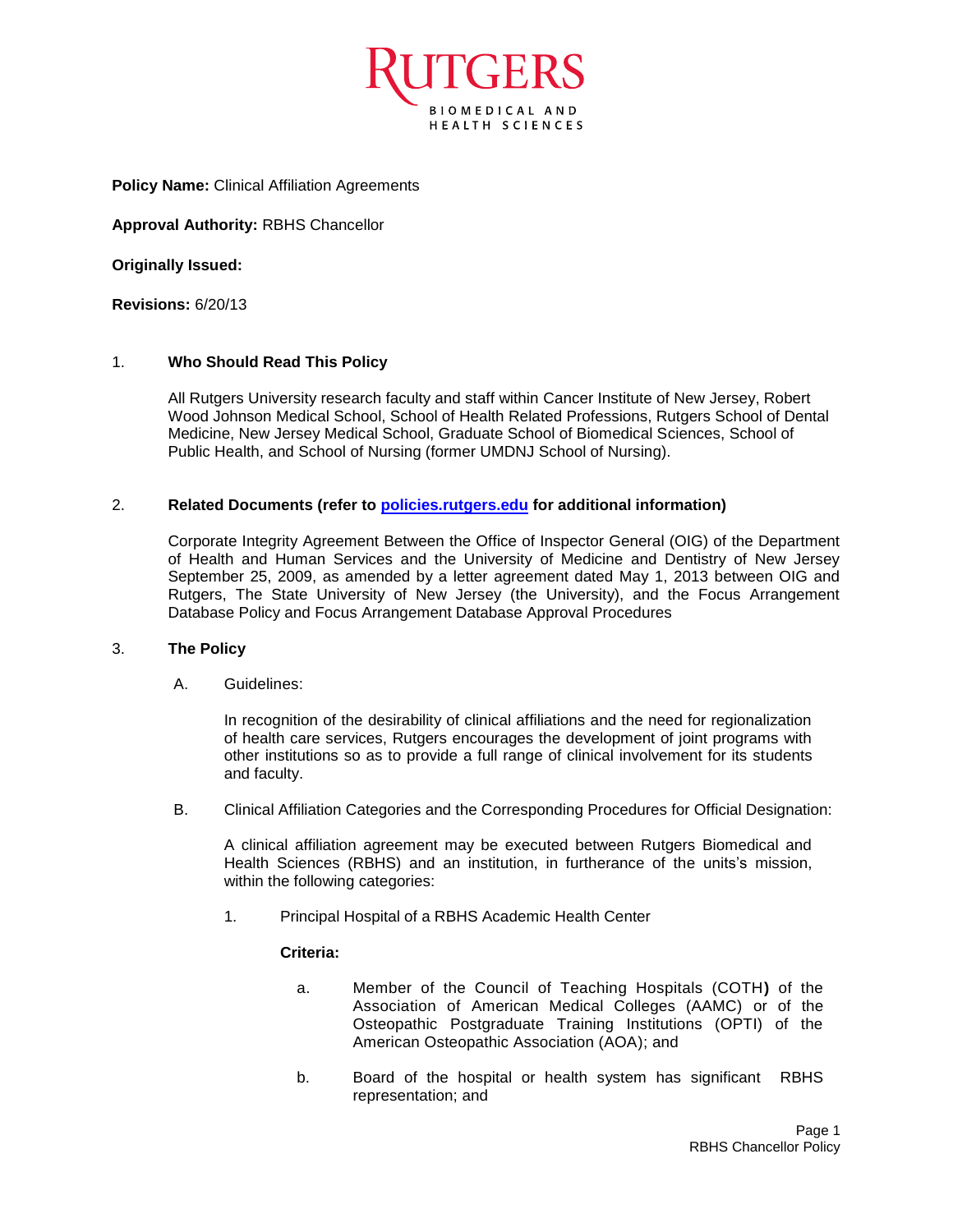**Policy Name:** Clinical Affiliation Agreements

**Approval Authority:** RBHS Chancellor

**Originally Issued:**

**Revisions:** 6/20/13

## 1. Who Should Read This Policy

All Rutgers University research faculty and staff within Cancer Institute of New Jersey, Robert Wood Johnson Medical School, School of Health Related Professions, Rutgers School of Dental Medicine, New Jersey Medical School, Graduate School of Biomedical Sciences, School of Public Health, and School of Nursing (former UMDNJ School of Nursing).

## 2. Related Documents (refer to policies.rutgers.edu for additional information)

Corporate Integrity Agreement Between the Office of Inspector General (OIG) of the Department of Health and Human Services and the University of Medicine and Dentistry of New Jersey September 25, 2009, as amended by a letter agreement dated May 1, 2013 between OIG and Rutgers, The State University of New Jersey (the University), and the Focus Arrangement Database Policy and Focus Arrangement Database Approval Procedures

## 3. The Policy

A. Guidelines:

In recognition of the desirability of clinical affiliations and the need for regionalization of health care services, Rutgers encourages the development of joint programs with other institutions so as to provide a full range of clinical involvement for its students and faculty.

B. Clinical Affiliation Categories and the Corresponding Procedures for Official Designation:

A clinical affiliation agreement may be executed between Rutgers Biomedical and Health Sciences (RBHS) and an institution, in furtherance of the units's mission, within the following categories:

1. Principal Hospital of a RBHS Academic Health Center

**Criteria:**

a. Member of the Council of Teaching Hospitals (COTH**)** of the Association of American Medical Colleges (AAMC) or of the Osteopathic Postgraduate Training Institutions (OPTI) of the American Osteopathic Association (AOA); and

b. Board of the hospital or health system has significant RBHS representation; and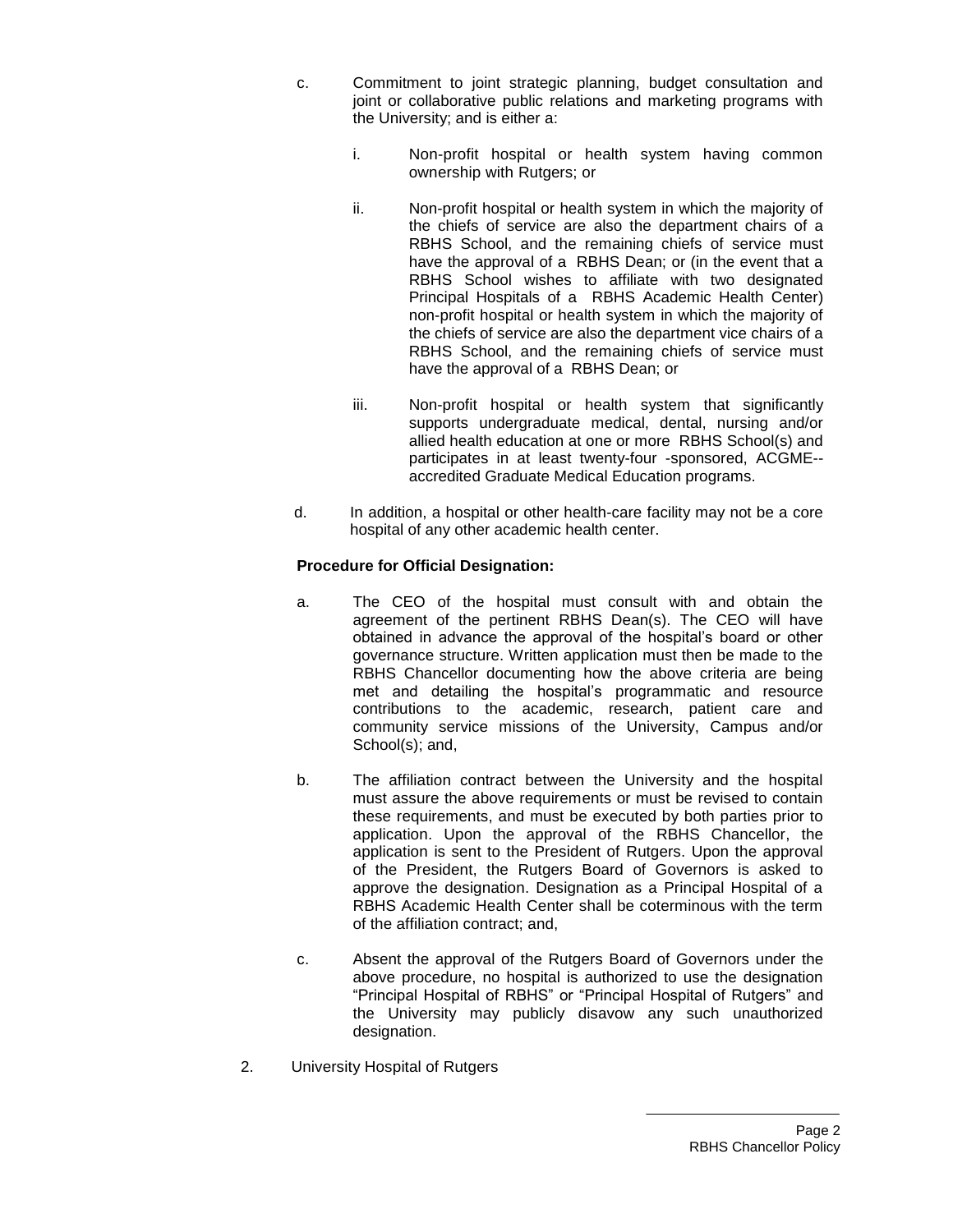c. Commitment to joint strategic planning, budget consultation and joint or collaborative public relations and marketing programs with the University; and is either a:

   i. Non-profit hospital or health system having common ownership with Rutgers; or

   ii. Non-profit hospital or health system in which the majority of the chiefs of service are also the department chairs of a RBHS School, and the remaining chiefs of service must have the approval of a RBHS Dean; or (in the event that a RBHS School wishes to affiliate with two designated Principal Hospitals of a RBHS Academic Health Center) non-profit hospital or health system in which the majority of the chiefs of service are also the department vice chairs of a RBHS School, and the remaining chiefs of service must have the approval of a RBHS Dean; or

   iii. Non-profit hospital or health system that significantly supports undergraduate medical, dental, nursing and/or allied health education at one or more RBHS School(s) and participates in at least twenty-four -sponsored, ACGME--accredited Graduate Medical Education programs.

d. In addition, a hospital or other health-care facility may not be a core hospital of any other academic health center.

**Procedure for Official Designation:**

a. The CEO of the hospital must consult with and obtain the agreement of the pertinent RBHS Dean(s). The CEO will have obtained in advance the approval of the hospital's board or other governance structure. Written application must then be made to the RBHS Chancellor documenting how the above criteria are being met and detailing the hospital's programmatic and resource contributions to the academic, research, patient care and community service missions of the University, Campus and/or School(s); and,

b. The affiliation contract between the University and the hospital must assure the above requirements or must be revised to contain these requirements, and must be executed by both parties prior to application. Upon the approval of the RBHS Chancellor, the application is sent to the President of Rutgers. Upon the approval of the President, the Rutgers Board of Governors is asked to approve the designation. Designation as a Principal Hospital of a RBHS Academic Health Center shall be coterminous with the term of the affiliation contract; and,

c. Absent the approval of the Rutgers Board of Governors under the above procedure, no hospital is authorized to use the designation "Principal Hospital of RBHS" or "Principal Hospital of Rutgers" and the University may publicly disavow any such unauthorized designation.

2. University Hospital of Rutgers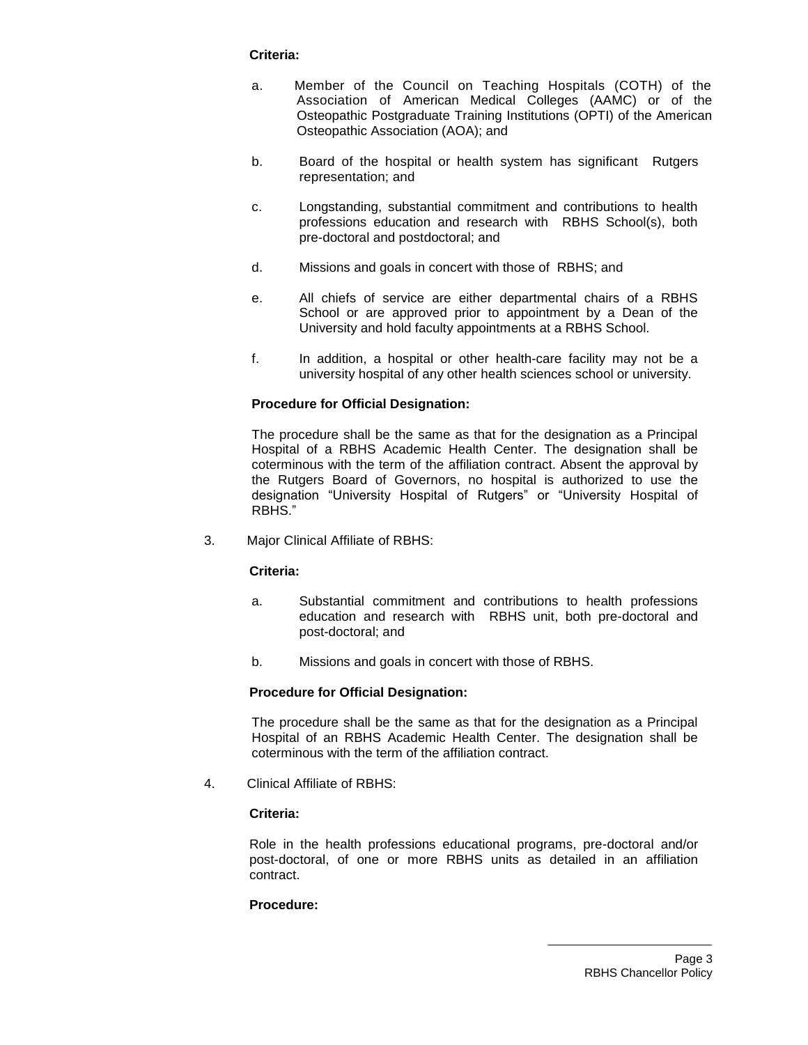**Criteria:**

a. Member of the Council on Teaching Hospitals (COTH) of the Association of American Medical Colleges (AAMC) or of the Osteopathic Postgraduate Training Institutions (OPTI) of the American Osteopathic Association (AOA); and

b. Board of the hospital or health system has significant Rutgers representation; and

c. Longstanding, substantial commitment and contributions to health professions education and research with RBHS School(s), both pre-doctoral and postdoctoral; and

d. Missions and goals in concert with those of RBHS; and

e. All chiefs of service are either departmental chairs of a RBHS School or are approved prior to appointment by a Dean of the University and hold faculty appointments at a RBHS School.

f. In addition, a hospital or other health-care facility may not be a university hospital of any other health sciences school or university.

**Procedure for Official Designation:**

The procedure shall be the same as that for the designation as a Principal Hospital of a RBHS Academic Health Center. The designation shall be coterminous with the term of the affiliation contract. Absent the approval by the Rutgers Board of Governors, no hospital is authorized to use the designation "University Hospital of Rutgers" or "University Hospital of RBHS."

3. Major Clinical Affiliate of RBHS:

**Criteria:**

a. Substantial commitment and contributions to health professions education and research with RBHS unit, both pre-doctoral and post-doctoral; and

b. Missions and goals in concert with those of RBHS.

**Procedure for Official Designation:**

The procedure shall be the same as that for the designation as a Principal Hospital of an RBHS Academic Health Center. The designation shall be coterminous with the term of the affiliation contract.

4. Clinical Affiliate of RBHS:

**Criteria:**

Role in the health professions educational programs, pre-doctoral and/or post-doctoral, of one or more RBHS units as detailed in an affiliation contract.

**Procedure:**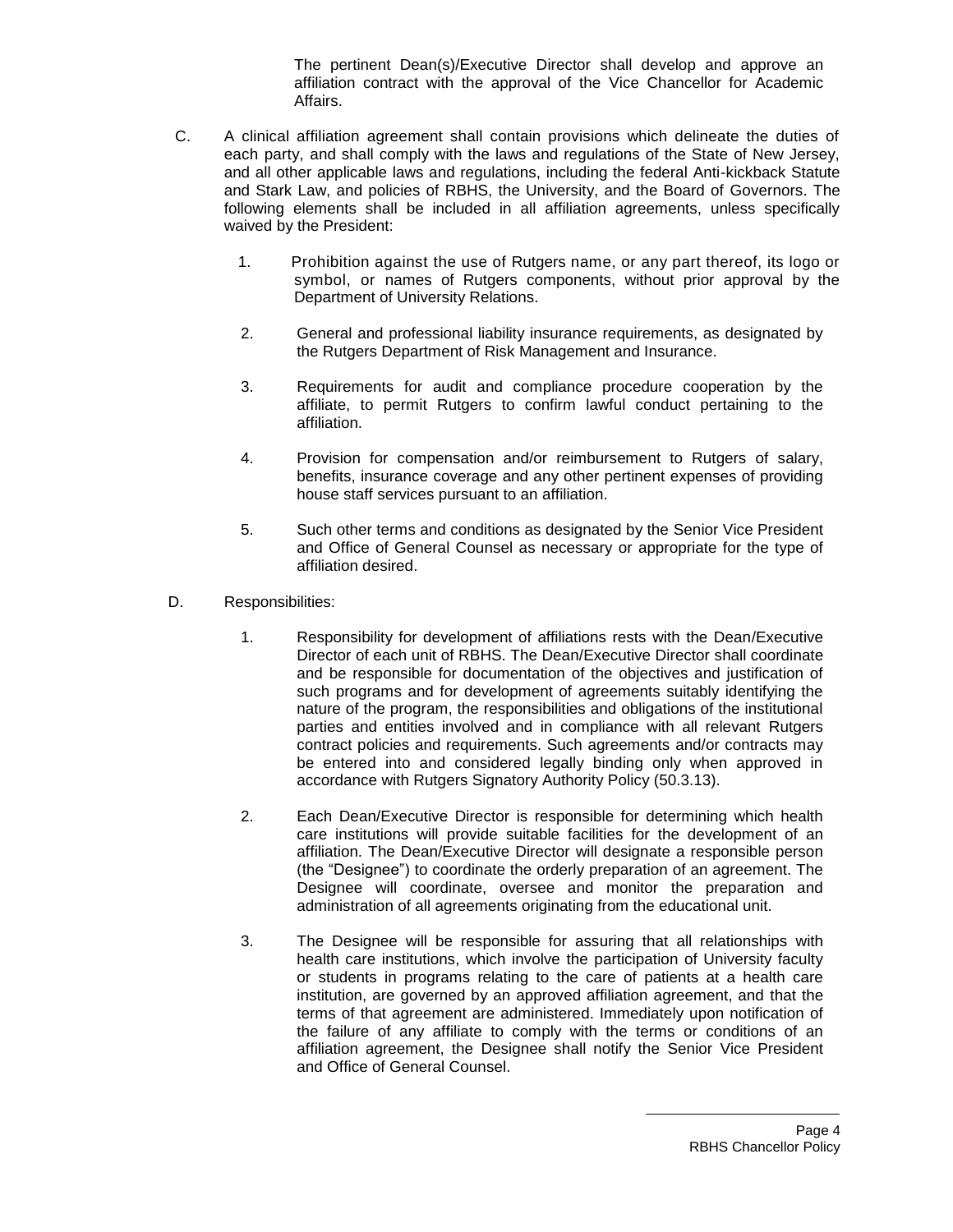The pertinent Dean(s)/Executive Director shall develop and approve an affiliation contract with the approval of the Vice Chancellor for Academic Affairs.

C. A clinical affiliation agreement shall contain provisions which delineate the duties of each party, and shall comply with the laws and regulations of the State of New Jersey, and all other applicable laws and regulations, including the federal Anti-kickback Statute and Stark Law, and policies of RBHS, the University, and the Board of Governors. The following elements shall be included in all affiliation agreements, unless specifically waived by the President:

   1. Prohibition against the use of Rutgers name, or any part thereof, its logo or symbol, or names of Rutgers components, without prior approval by the Department of University Relations.

   2. General and professional liability insurance requirements, as designated by the Rutgers Department of Risk Management and Insurance.

   3. Requirements for audit and compliance procedure cooperation by the affiliate, to permit Rutgers to confirm lawful conduct pertaining to the affiliation.

   4. Provision for compensation and/or reimbursement to Rutgers of salary, benefits, insurance coverage and any other pertinent expenses of providing house staff services pursuant to an affiliation.

   5. Such other terms and conditions as designated by the Senior Vice President and Office of General Counsel as necessary or appropriate for the type of affiliation desired.

D. Responsibilities:

   1. Responsibility for development of affiliations rests with the Dean/Executive Director of each unit of RBHS. The Dean/Executive Director shall coordinate and be responsible for documentation of the objectives and justification of such programs and for development of agreements suitably identifying the nature of the program, the responsibilities and obligations of the institutional parties and entities involved and in compliance with all relevant Rutgers contract policies and requirements. Such agreements and/or contracts may be entered into and considered legally binding only when approved in accordance with Rutgers Signatory Authority Policy (50.3.13).

   2. Each Dean/Executive Director is responsible for determining which health care institutions will provide suitable facilities for the development of an affiliation. The Dean/Executive Director will designate a responsible person (the "Designee") to coordinate the orderly preparation of an agreement. The Designee will coordinate, oversee and monitor the preparation and administration of all agreements originating from the educational unit.

   3. The Designee will be responsible for assuring that all relationships with health care institutions, which involve the participation of University faculty or students in programs relating to the care of patients at a health care institution, are governed by an approved affiliation agreement, and that the terms of that agreement are administered. Immediately upon notification of the failure of any affiliate to comply with the terms or conditions of an affiliation agreement, the Designee shall notify the Senior Vice President and Office of General Counsel.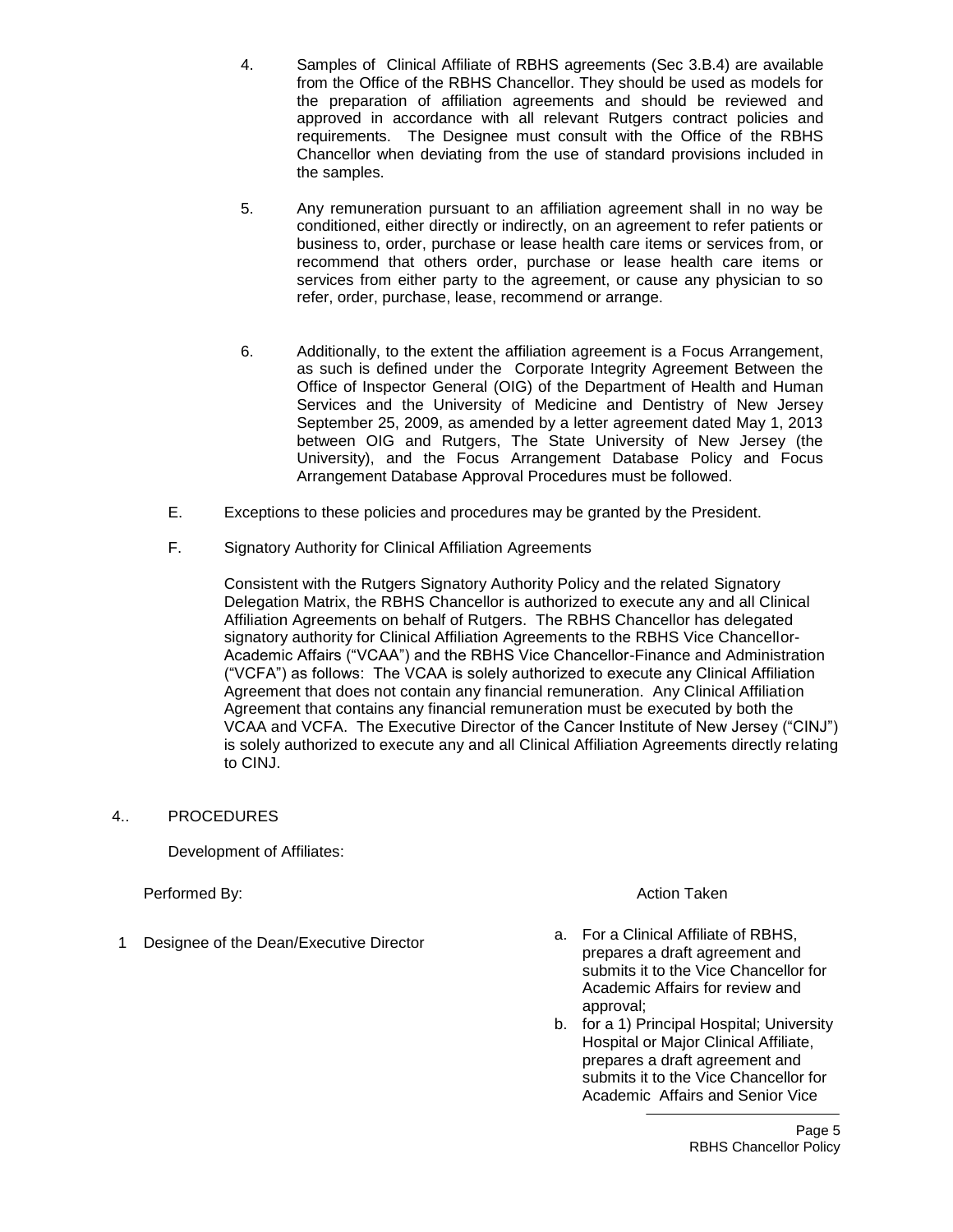4. Samples of Clinical Affiliate of RBHS agreements (Sec 3.B.4) are available from the Office of the RBHS Chancellor. They should be used as models for the preparation of affiliation agreements and should be reviewed and approved in accordance with all relevant Rutgers contract policies and requirements. The Designee must consult with the Office of the RBHS Chancellor when deviating from the use of standard provisions included in the samples.

5. Any remuneration pursuant to an affiliation agreement shall in no way be conditioned, either directly or indirectly, on an agreement to refer patients or business to, order, purchase or lease health care items or services from, or recommend that others order, purchase or lease health care items or services from either party to the agreement, or cause any physician to so refer, order, purchase, lease, recommend or arrange.

6. Additionally, to the extent the affiliation agreement is a Focus Arrangement, as such is defined under the Corporate Integrity Agreement Between the Office of Inspector General (OIG) of the Department of Health and Human Services and the University of Medicine and Dentistry of New Jersey September 25, 2009, as amended by a letter agreement dated May 1, 2013 between OIG and Rutgers, The State University of New Jersey (the University), and the Focus Arrangement Database Policy and Focus Arrangement Database Approval Procedures must be followed.

E. Exceptions to these policies and procedures may be granted by the President.

F. Signatory Authority for Clinical Affiliation Agreements

Consistent with the Rutgers Signatory Authority Policy and the related Signatory Delegation Matrix, the RBHS Chancellor is authorized to execute any and all Clinical Affiliation Agreements on behalf of Rutgers. The RBHS Chancellor has delegated signatory authority for Clinical Affiliation Agreements to the RBHS Vice Chancellor-Academic Affairs ("VCAA") and the RBHS Vice Chancellor-Finance and Administration ("VCFA") as follows: The VCAA is solely authorized to execute any Clinical Affiliation Agreement that does not contain any financial remuneration. Any Clinical Affiliation Agreement that contains any financial remuneration must be executed by both the VCAA and VCFA. The Executive Director of the Cancer Institute of New Jersey ("CINJ") is solely authorized to execute any and all Clinical Affiliation Agreements directly relating to CINJ.

## 4.. PROCEDURES

Development of Affiliates:

| Performed By: | Action Taken |
|---|---|
| 1 Designee of the Dean/Executive Director | a. For a Clinical Affiliate of RBHS, prepares a draft agreement and submits it to the Vice Chancellor for Academic Affairs for review and approval;<br>b. for a 1) Principal Hospital; University Hospital or Major Clinical Affiliate, prepares a draft agreement and submits it to the Vice Chancellor for Academic Affairs and Senior Vice |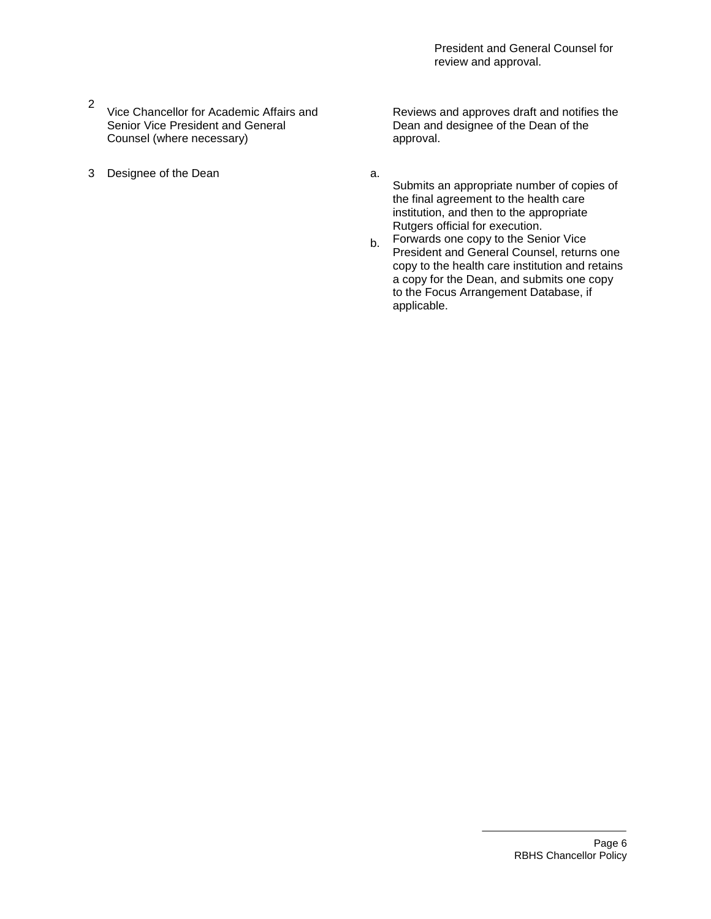| | | |
|---|---|---|
| | | President and General Counsel for review and approval. |
| 2 | Vice Chancellor for Academic Affairs and Senior Vice President and General Counsel (where necessary) | Reviews and approves draft and notifies the Dean and designee of the Dean of the approval. |
| 3 | Designee of the Dean | a. Submits an appropriate number of copies of the final agreement to the health care institution, and then to the appropriate Rutgers official for execution.<br>b. Forwards one copy to the Senior Vice President and General Counsel, returns one copy to the health care institution and retains a copy for the Dean, and submits one copy to the Focus Arrangement Database, if applicable. |